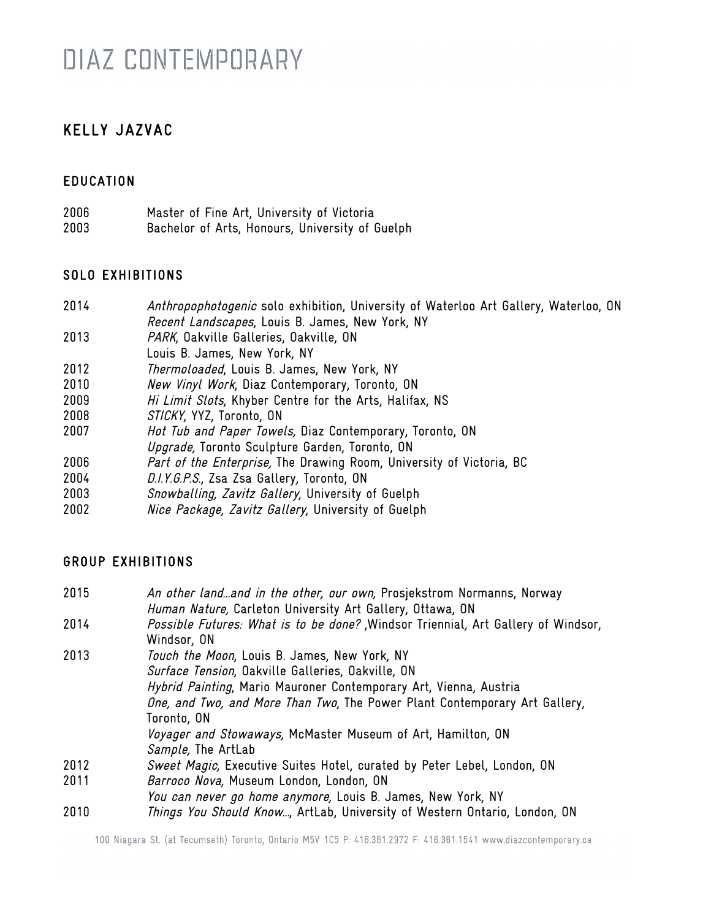# DIAZ CONTEMPORARY

## KELLY JAZVAC

### EDUCATION

2006 Master of Fine Art, University of Victoria
2003 Bachelor of Arts, Honours, University of Guelph

### SOLO EXHIBITIONS

2014 *Anthropophotogenic* solo exhibition, University of Waterloo Art Gallery, Waterloo, ON
*Recent Landscapes*, Louis B. James, New York, NY
2013 *PARK*, Oakville Galleries, Oakville, ON
Louis B. James, New York, NY
2012 *Thermoloaded*, Louis B. James, New York, NY
2010 *New Vinyl Work*, Diaz Contemporary, Toronto, ON
2009 *Hi Limit Slots*, Khyber Centre for the Arts, Halifax, NS
2008 *STICKY*, YYZ, Toronto, ON
2007 *Hot Tub and Paper Towels,* Diaz Contemporary, Toronto, ON
*Upgrade,* Toronto Sculpture Garden, Toronto, ON
2006 *Part of the Enterprise,* The Drawing Room, University of Victoria, BC
2004 *D.I.Y.G.P.S.*, Zsa Zsa Gallery*,* Toronto, ON
2003 *Snowballing, Zavitz Gallery*, University of Guelph
2002 *Nice Package, Zavitz Gallery*, University of Guelph

### GROUP EXHIBITIONS

2015 *An other land…and in the other, our own,* Prosjekstrom Normanns, Norway
*Human Nature,* Carleton University Art Gallery, Ottawa, ON
2014 *Possible Futures: What is to be done?* ,Windsor Triennial*,* Art Gallery of Windsor, Windsor, ON
2013 *Touch the Moon*, Louis B. James, New York, NY
*Surface Tension*, Oakville Galleries, Oakville, ON
*Hybrid Painting*, Mario Mauroner Contemporary Art, Vienna, Austria
*One, and Two, and More Than Two*, The Power Plant Contemporary Art Gallery, Toronto, ON
*Voyager and Stowaways,* McMaster Museum of Art, Hamilton, ON
*Sample,* The ArtLab
2012 *Sweet Magic,* Executive Suites Hotel, curated by Peter Lebel, London, ON
2011 *Barroco Nova,* Museum London, London, ON
*You can never go home anymore,* Louis B. James, New York, NY
2010 *Things You Should Know…*, ArtLab, University of Western Ontario, London, ON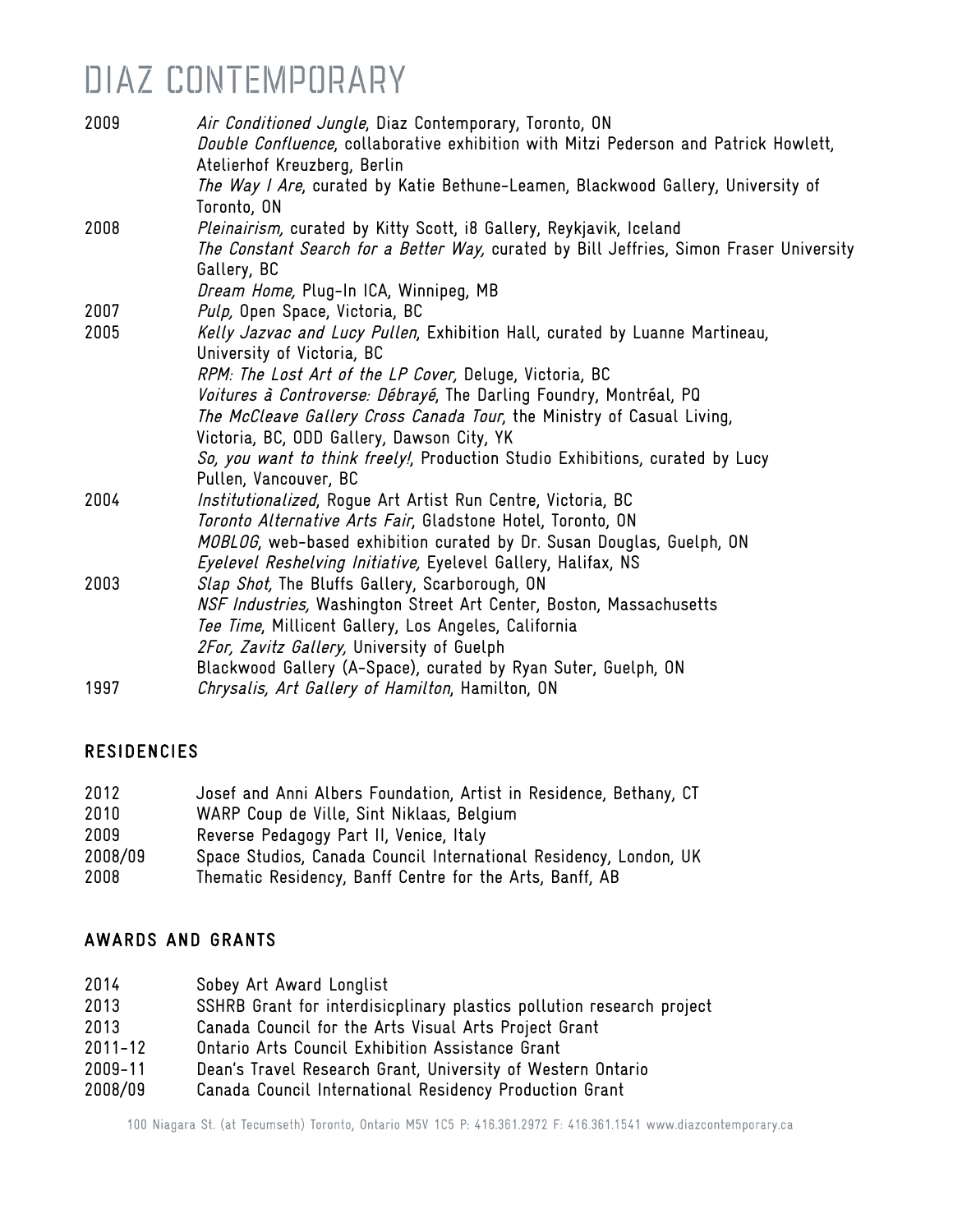# DIAZ CONTEMPORARY

| | |
|---|---|
| 2009 | *Air Conditioned Jungle*, Diaz Contemporary, Toronto, ON |
| | *Double Confluence*, collaborative exhibition with Mitzi Pederson and Patrick Howlett, Atelierhof Kreuzberg, Berlin |
| | *The Way I Are*, curated by Katie Bethune-Leamen, Blackwood Gallery, University of Toronto, ON |
| 2008 | *Pleinairism,* curated by Kitty Scott, i8 Gallery, Reykjavik, Iceland |
| | *The Constant Search for a Better Way,* curated by Bill Jeffries, Simon Fraser University Gallery, BC |
| | *Dream Home,* Plug-In ICA, Winnipeg, MB |
| 2007 | *Pulp,* Open Space, Victoria, BC |
| 2005 | *Kelly Jazvac and Lucy Pullen*, Exhibition Hall, curated by Luanne Martineau, University of Victoria, BC |
| | *RPM: The Lost Art of the LP Cover,* Deluge, Victoria, BC |
| | *Voitures à Controverse: Débrayé*, The Darling Foundry, Montréal, PQ |
| | *The McCleave Gallery Cross Canada Tour*, the Ministry of Casual Living, Victoria, BC, ODD Gallery, Dawson City, YK |
| | *So, you want to think freely!*, Production Studio Exhibitions, curated by Lucy Pullen, Vancouver, BC |
| 2004 | *Institutionalized*, Rogue Art Artist Run Centre, Victoria, BC |
| | *Toronto Alternative Arts Fair*, Gladstone Hotel, Toronto, ON |
| | *MOBLOG*, web-based exhibition curated by Dr. Susan Douglas, Guelph, ON |
| | *Eyelevel Reshelving Initiative,* Eyelevel Gallery, Halifax, NS |
| 2003 | *Slap Shot,* The Bluffs Gallery, Scarborough, ON |
| | *NSF Industries,* Washington Street Art Center, Boston, Massachusetts |
| | *Tee Time*, Millicent Gallery, Los Angeles, California |
| | *2For, Zavitz Gallery,* University of Guelph |
| | Blackwood Gallery (A-Space), curated by Ryan Suter, Guelph, ON |
| 1997 | *Chrysalis, Art Gallery of Hamilton*, Hamilton, ON |

## RESIDENCIES

| | |
|---|---|
| 2012 | Josef and Anni Albers Foundation, Artist in Residence, Bethany, CT |
| 2010 | WARP Coup de Ville, Sint Niklaas, Belgium |
| 2009 | Reverse Pedagogy Part II, Venice, Italy |
| 2008/09 | Space Studios, Canada Council International Residency, London, UK |
| 2008 | Thematic Residency, Banff Centre for the Arts, Banff, AB |

## AWARDS AND GRANTS

| | |
|---|---|
| 2014 | Sobey Art Award Longlist |
| 2013 | SSHRB Grant for interdisicplinary plastics pollution research project |
| 2013 | Canada Council for the Arts Visual Arts Project Grant |
| 2011-12 | Ontario Arts Council Exhibition Assistance Grant |
| 2009-11 | Dean's Travel Research Grant, University of Western Ontario |
| 2008/09 | Canada Council International Residency Production Grant |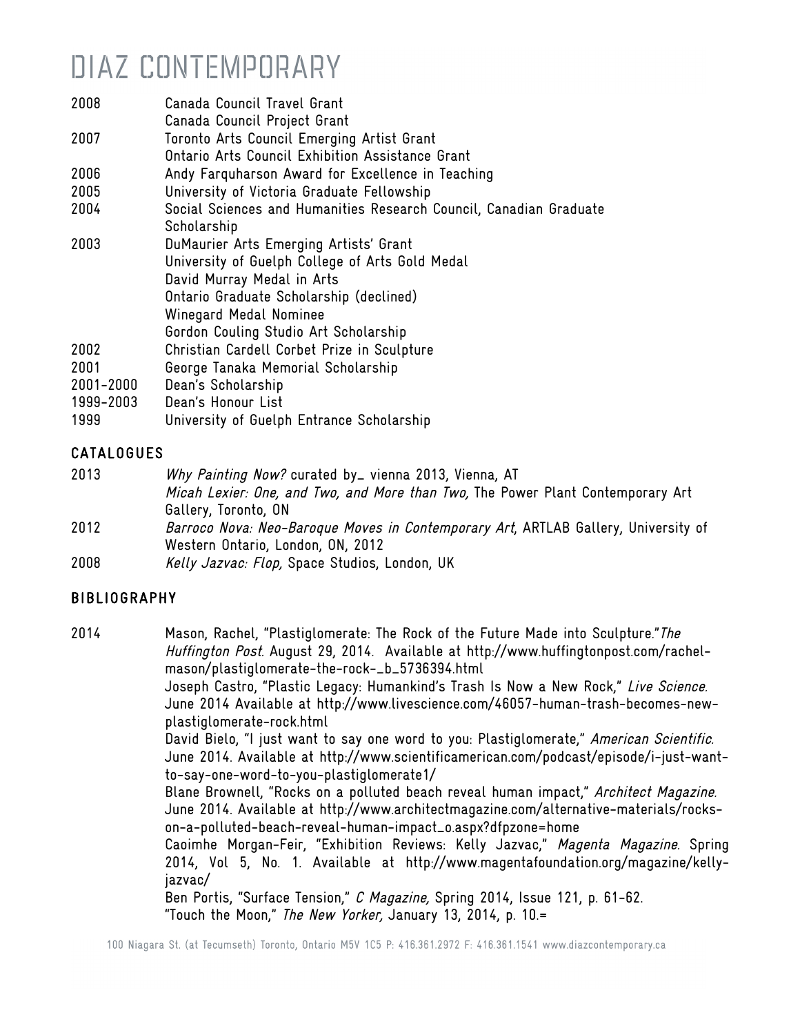# DIAZ CONTEMPORARY

| | |
|---|---|
| 2008 | Canada Council Travel Grant |
| | Canada Council Project Grant |
| 2007 | Toronto Arts Council Emerging Artist Grant |
| | Ontario Arts Council Exhibition Assistance Grant |
| 2006 | Andy Farquharson Award for Excellence in Teaching |
| 2005 | University of Victoria Graduate Fellowship |
| 2004 | Social Sciences and Humanities Research Council, Canadian Graduate Scholarship |
| 2003 | DuMaurier Arts Emerging Artists' Grant |
| | University of Guelph College of Arts Gold Medal |
| | David Murray Medal in Arts |
| | Ontario Graduate Scholarship (declined) |
| | Winegard Medal Nominee |
| | Gordon Couling Studio Art Scholarship |
| 2002 | Christian Cardell Corbet Prize in Sculpture |
| 2001 | George Tanaka Memorial Scholarship |
| 2001-2000 | Dean's Scholarship |
| 1999-2003 | Dean's Honour List |
| 1999 | University of Guelph Entrance Scholarship |

## CATALOGUES

| | |
|---|---|
| 2013 | *Why Painting Now?* curated by_ vienna 2013, Vienna, AT |
| | *Micah Lexier: One, and Two, and More than Two,* The Power Plant Contemporary Art Gallery, Toronto, ON |
| 2012 | *Barroco Nova: Neo-Baroque Moves in Contemporary Art*, ARTLAB Gallery, University of Western Ontario, London, ON, 2012 |
| 2008 | *Kelly Jazvac: Flop,* Space Studios, London, UK |

## BIBLIOGRAPHY

| | |
|---|---|
| 2014 | Mason, Rachel, "Plastiglomerate: The Rock of the Future Made into Sculpture."*The Huffington Post.* August 29, 2014. Available at http://www.huffingtonpost.com/rachel-mason/plastiglomerate-the-rock-_b_5736394.html |
| | Joseph Castro, "Plastic Legacy: Humankind's Trash Is Now a New Rock," *Live Science.* June 2014 Available at http://www.livescience.com/46057-human-trash-becomes-new-plastiglomerate-rock.html |
| | David Bielo, "I just want to say one word to you: Plastiglomerate," *American Scientific.* June 2014. Available at http://www.scientificamerican.com/podcast/episode/i-just-want-to-say-one-word-to-you-plastiglomerate1/ |
| | Blane Brownell, "Rocks on a polluted beach reveal human impact," *Architect Magazine.* June 2014. Available at http://www.architectmagazine.com/alternative-materials/rocks-on-a-polluted-beach-reveal-human-impact_o.aspx?dfpzone=home |
| | Caoimhe Morgan-Feir, "Exhibition Reviews: Kelly Jazvac," *Magenta Magazine.* Spring 2014, Vol 5, No. 1. Available at http://www.magentafoundation.org/magazine/kelly-jazvac/ |
| | Ben Portis, "Surface Tension," *C Magazine,* Spring 2014, Issue 121, p. 61-62. |
| | "Touch the Moon," *The New Yorker,* January 13, 2014, p. 10.= |

100 Niagara St. (at Tecumseth) Toronto, Ontario M5V 1C5 P: 416.361.2972 F: 416.361.1541 www.diazcontemporary.ca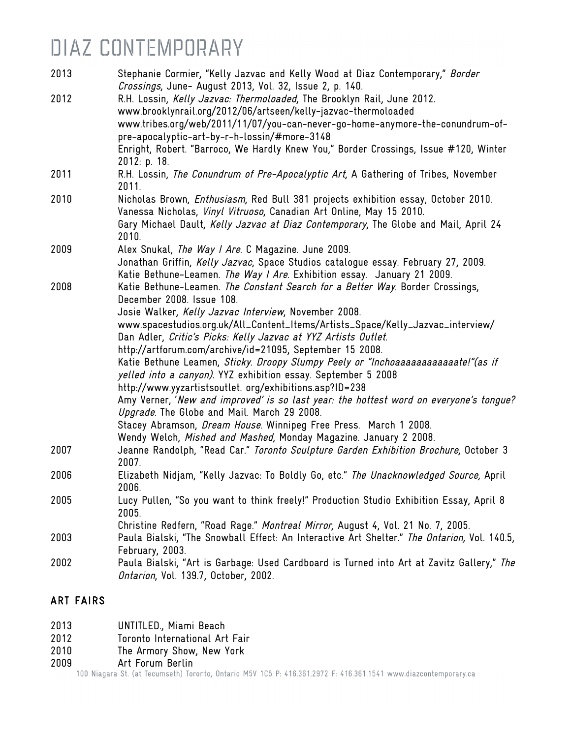| | |
|---|---|
| 2013 | Stephanie Cormier, "Kelly Jazvac and Kelly Wood at Diaz Contemporary," *Border Crossings*, June- August 2013, Vol. 32, Issue 2, p. 140. |
| 2012 | R.H. Lossin, *Kelly Jazvac: Thermoloaded*, The Brooklyn Rail, June 2012. www.brooklynrail.org/2012/06/artseen/kelly-jazvac-thermoloaded www.tribes.org/web/2011/11/07/you-can-never-go-home-anymore-the-conundrum-of-pre-apocalyptic-art-by-r-h-lossin/#more-3148 |
| | Enright, Robert. "Barroco, We Hardly Knew You," Border Crossings, Issue #120, Winter 2012: p. 18. |
| 2011 | R.H. Lossin, *The Conundrum of Pre-Apocalyptic Art*, A Gathering of Tribes, November 2011. |
| 2010 | Nicholas Brown, *Enthusiasm*, Red Bull 381 projects exhibition essay, October 2010. |
| | Vanessa Nicholas, *Vinyl Vitruoso*, Canadian Art Online, May 15 2010. |
| | Gary Michael Dault, *Kelly Jazvac at Diaz Contemporary*, The Globe and Mail, April 24 2010. |
| 2009 | Alex Snukal, *The Way I Are.* C Magazine. June 2009. |
| | Jonathan Griffin, *Kelly Jazvac*, Space Studios catalogue essay. February 27, 2009. |
| | Katie Bethune-Leamen. *The Way I Are.* Exhibition essay. January 21 2009. |
| 2008 | Katie Bethune-Leamen. *The Constant Search for a Better Way.* Border Crossings, December 2008. Issue 108. |
| | Josie Walker, *Kelly Jazvac Interview*, November 2008. www.spacestudios.org.uk/All_Content_Items/Artists_Space/Kelly_Jazvac_interview/ |
| | Dan Adler, *Critic's Picks: Kelly Jazvac at YYZ Artists Outlet.* http://artforum.com/archive/id=21095, September 15 2008. |
| | Katie Bethune Leamen, *Sticky. Droopy Slumpy Peely or "Inchoaaaaaaaaaaaaate!"(as if yelled into a canyon).* YYZ exhibition essay. September 5 2008 http://www.yyzartistsoutlet. org/exhibitions.asp?ID=238 |
| | Amy Verner, *'New and improved' is so last year: the hottest word on everyone's tongue? Upgrade.* The Globe and Mail. March 29 2008. |
| | Stacey Abramson, *Dream House.* Winnipeg Free Press. March 1 2008. |
| | Wendy Welch, *Mished and Mashed*, Monday Magazine. January 2 2008. |
| 2007 | Jeanne Randolph, "Read Car." *Toronto Sculpture Garden Exhibition Brochure*, October 3 2007. |
| 2006 | Elizabeth Nidjam, "Kelly Jazvac: To Boldly Go, etc." *The Unacknowledged Source,* April 2006. |
| 2005 | Lucy Pullen, "So you want to think freely!" Production Studio Exhibition Essay, April 8 2005. |
| | Christine Redfern, "Road Rage." *Montreal Mirror,* August 4, Vol. 21 No. 7, 2005. |
| 2003 | Paula Bialski, "The Snowball Effect: An Interactive Art Shelter." *The Ontarion,* Vol. 140.5, February, 2003. |
| 2002 | Paula Bialski, "Art is Garbage: Used Cardboard is Turned into Art at Zavitz Gallery," *The Ontarion*, Vol. 139.7, October, 2002. |

## ART FAIRS

| | |
|---|---|
| 2013 | UNTITLED., Miami Beach |
| 2012 | Toronto International Art Fair |
| 2010 | The Armory Show, New York |
| 2009 | Art Forum Berlin |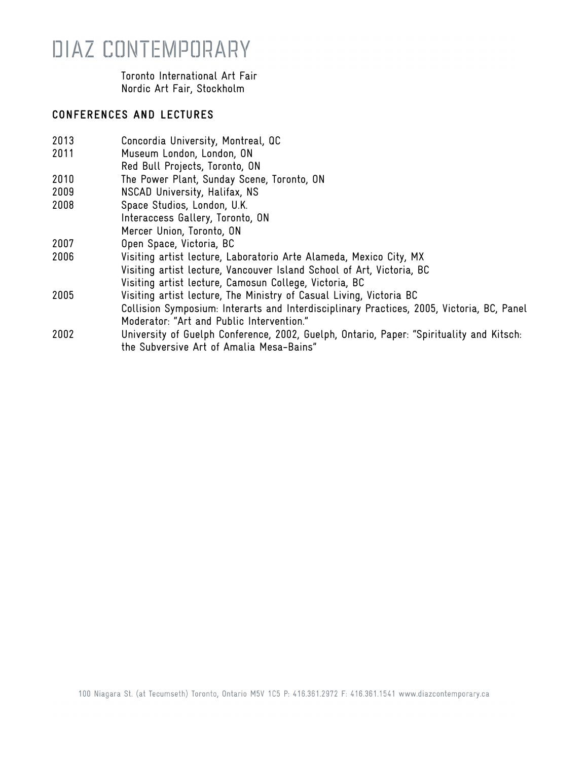Toronto International Art Fair
Nordic Art Fair, Stockholm

## CONFERENCES AND LECTURES

| | |
|---|---|
| 2013 | Concordia University, Montreal, QC |
| 2011 | Museum London, London, ON |
| | Red Bull Projects, Toronto, ON |
| 2010 | The Power Plant, Sunday Scene, Toronto, ON |
| 2009 | NSCAD University, Halifax, NS |
| 2008 | Space Studios, London, U.K. |
| | Interaccess Gallery, Toronto, ON |
| | Mercer Union, Toronto, ON |
| 2007 | Open Space, Victoria, BC |
| 2006 | Visiting artist lecture, Laboratorio Arte Alameda, Mexico City, MX |
| | Visiting artist lecture, Vancouver Island School of Art, Victoria, BC |
| | Visiting artist lecture, Camosun College, Victoria, BC |
| 2005 | Visiting artist lecture, The Ministry of Casual Living, Victoria BC |
| | Collision Symposium: Interarts and Interdisciplinary Practices, 2005, Victoria, BC, Panel Moderator: "Art and Public Intervention." |
| 2002 | University of Guelph Conference, 2002, Guelph, Ontario, Paper: "Spirituality and Kitsch: the Subversive Art of Amalia Mesa-Bains" |